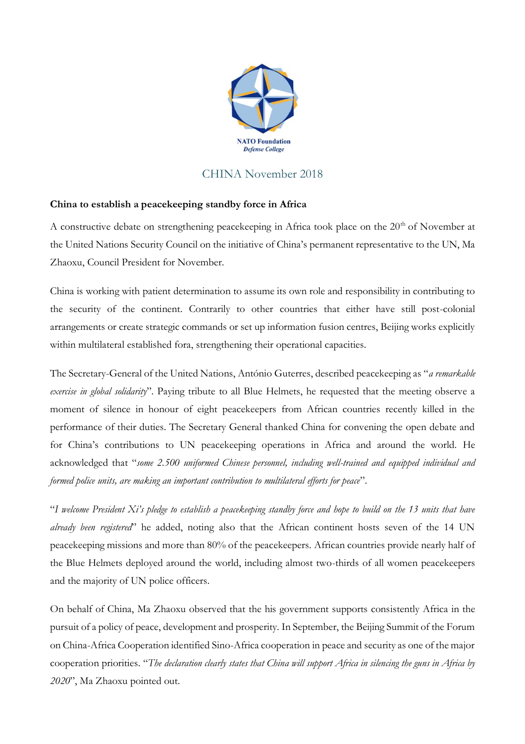NATO Foundation
*Defense College*

# CHINA November 2018

## China to establish a peacekeeping standby force in Africa

A constructive debate on strengthening peacekeeping in Africa took place on the 20th of November at the United Nations Security Council on the initiative of China's permanent representative to the UN, Ma Zhaoxu, Council President for November.

China is working with patient determination to assume its own role and responsibility in contributing to the security of the continent. Contrarily to other countries that either have still post-colonial arrangements or create strategic commands or set up information fusion centres, Beijing works explicitly within multilateral established fora, strengthening their operational capacities.

The Secretary-General of the United Nations, António Guterres, described peacekeeping as "*a remarkable exercise in global solidarity*". Paying tribute to all Blue Helmets, he requested that the meeting observe a moment of silence in honour of eight peacekeepers from African countries recently killed in the performance of their duties. The Secretary General thanked China for convening the open debate and for China's contributions to UN peacekeeping operations in Africa and around the world. He acknowledged that "*some 2.500 uniformed Chinese personnel, including well-trained and equipped individual and formed police units, are making an important contribution to multilateral efforts for peace*".

"*I welcome President Xi's pledge to establish a peacekeeping standby force and hope to build on the 13 units that have already been registered*" he added, noting also that the African continent hosts seven of the 14 UN peacekeeping missions and more than 80% of the peacekeepers. African countries provide nearly half of the Blue Helmets deployed around the world, including almost two-thirds of all women peacekeepers and the majority of UN police officers.

On behalf of China, Ma Zhaoxu observed that the his government supports consistently Africa in the pursuit of a policy of peace, development and prosperity. In September, the Beijing Summit of the Forum on China-Africa Cooperation identified Sino-Africa cooperation in peace and security as one of the major cooperation priorities. "*The declaration clearly states that China will support Africa in silencing the guns in Africa by 2020*", Ma Zhaoxu pointed out.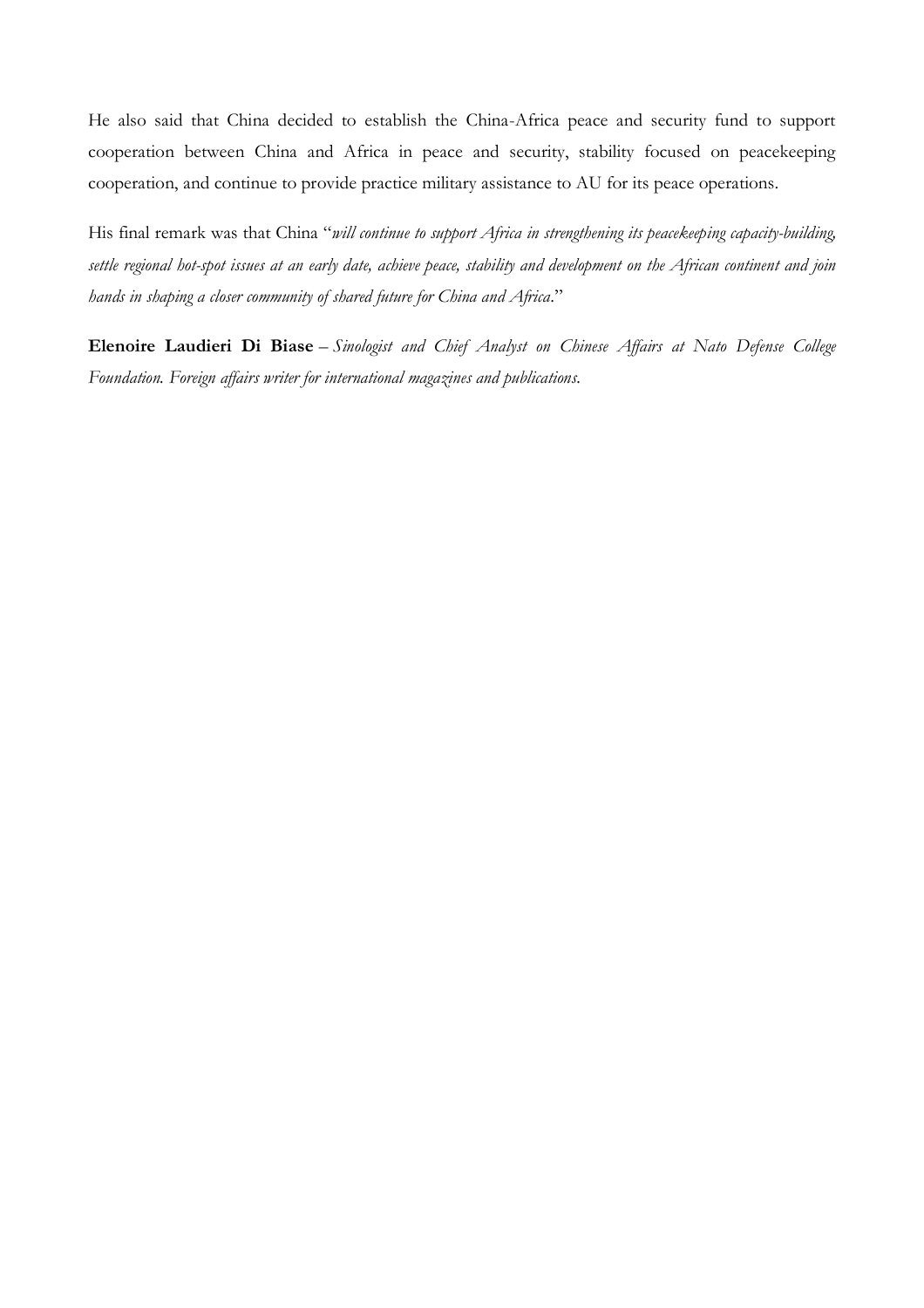He also said that China decided to establish the China-Africa peace and security fund to support cooperation between China and Africa in peace and security, stability focused on peacekeeping cooperation, and continue to provide practice military assistance to AU for its peace operations.

His final remark was that China "*will continue to support Africa in strengthening its peacekeeping capacity-building, settle regional hot-spot issues at an early date, achieve peace, stability and development on the African continent and join hands in shaping a closer community of shared future for China and Africa*."

**Elenoire Laudieri Di Biase** – *Sinologist and Chief Analyst on Chinese Affairs at Nato Defense College Foundation. Foreign affairs writer for international magazines and publications.*